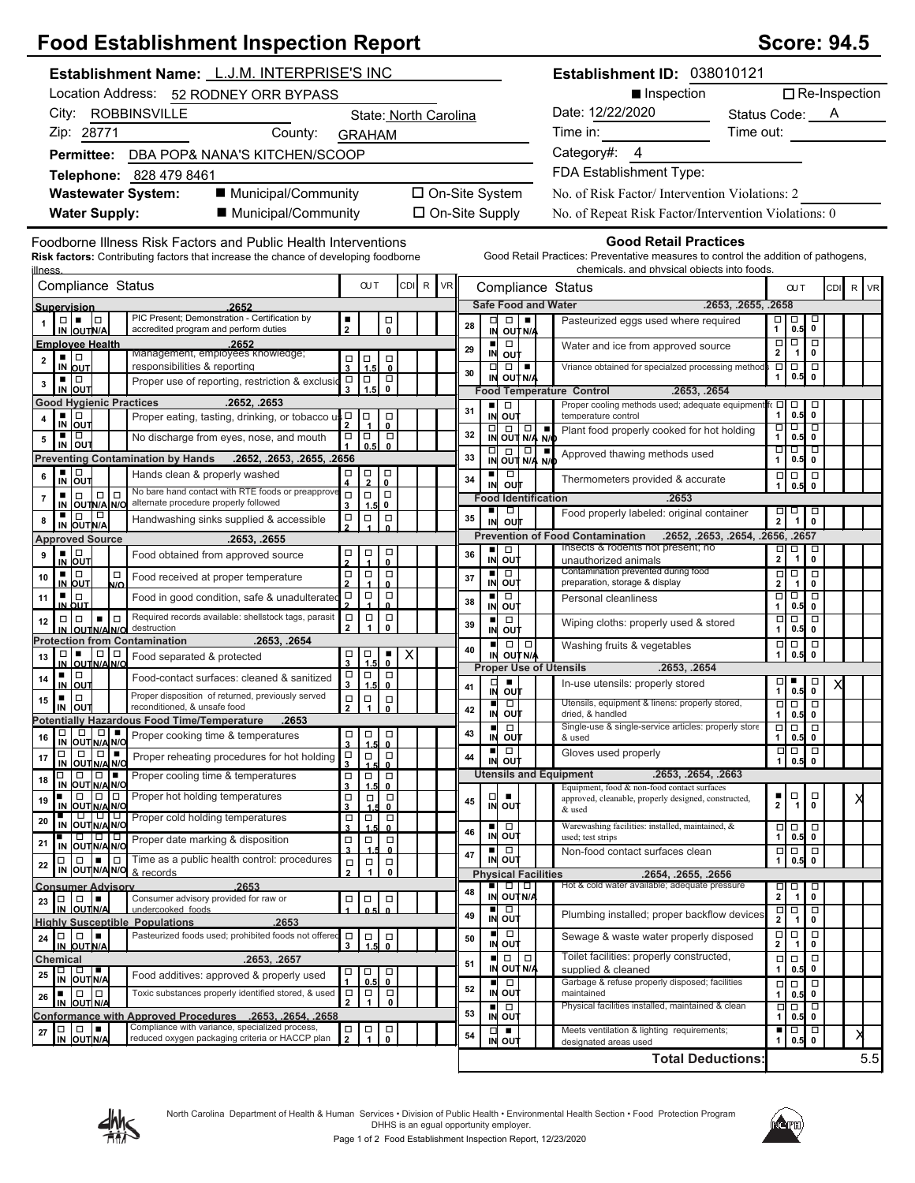# Food Establishment Inspection Report

**Score: 94.5**

**Establishment Name:** L.J.M. INTERPRISE'S INC

Location Address: 52 RODNEY ORR BYPASS

City: ROBBINSVILLE State: North Carolina

Zip: 28771 County: GRAHAM

**Permittee:** DBA POP& NANA'S KITCHEN/SCOOP

**Telephone:** 828 479 8461

**Wastewater System:** ■ Municipal/Community ☐ On-Site System

**Water Supply:** ■ Municipal/Community ☐ On-Site Supply

**Establishment ID:** 038010121

■ Inspection ☐ Re-Inspection

Date: 12/22/2020 Status Code: A

Time in: Time out:

Category#: 4

FDA Establishment Type:

No. of Risk Factor/ Intervention Violations: 2

No. of Repeat Risk Factor/Intervention Violations: 0

## Foodborne Illness Risk Factors and Public Health Interventions

**Risk factors:** Contributing factors that increase the chance of developing foodborne illness.

| # | Status | Compliance Status | OUT | CDI | R | VR |
|---|---|---|---|---|---|---|
| **Supervision .2652** | | | | | | |
| 1 | OUT | PIC Present; Demonstration - Certification by accredited program and perform duties | 2 | | | |
| **Employee Health .2652** | | | | | | |
| 2 | IN | Management, employees knowledge; responsibilities & reporting | | | | |
| 3 | IN | Proper use of reporting, restriction & exclusion | | | | |
| **Good Hygienic Practices .2652, .2653** | | | | | | |
| 4 | IN | Proper eating, tasting, drinking, or tobacco use | | | | |
| 5 | IN | No discharge from eyes, nose, and mouth | | | | |
| **Preventing Contamination by Hands .2652, .2653, .2655, .2656** | | | | | | |
| 6 | IN | Hands clean & properly washed | | | | |
| 7 | IN | No bare hand contact with RTE foods or preapproved alternate procedure properly followed | | | | |
| 8 | IN | Handwashing sinks supplied & accessible | | | | |
| **Approved Source .2653, .2655** | | | | | | |
| 9 | IN | Food obtained from approved source | | | | |
| 10 | IN | Food received at proper temperature | | | | |
| 11 | IN | Food in good condition, safe & unadulterated | | | | |
| 12 | N/A | Required records available: shellstock tags, parasite destruction | | | | |
| **Protection from Contamination .2653, .2654** | | | | | | |
| 13 | OUT | Food separated & protected | 0 | X | | |
| 14 | IN | Food-contact surfaces: cleaned & sanitized | | | | |
| 15 | IN | Proper disposition of returned, previously served reconditioned, & unsafe food | | | | |
| **Potentially Hazardous Food Time/Temperature .2653** | | | | | | |
| 16 | N/O | Proper cooking time & temperatures | | | | |
| 17 | N/O | Proper reheating procedures for hot holding | | | | |
| 18 | N/O | Proper cooling time & temperatures | | | | |
| 19 | IN | Proper hot holding temperatures | | | | |
| 20 | IN | Proper cold holding temperatures | | | | |
| 21 | IN | Proper date marking & disposition | | | | |
| 22 | N/A | Time as a public health control: procedures & records | | | | |
| **Consumer Advisory .2653** | | | | | | |
| 23 | N/A | Consumer advisory provided for raw or undercooked foods | | | | |
| **Highly Susceptible Populations .2653** | | | | | | |
| 24 | N/A | Pasteurized foods used; prohibited foods not offered | | | | |
| **Chemical .2653, .2657** | | | | | | |
| 25 | N/A | Food additives: approved & properly used | | | | |
| 26 | IN | Toxic substances properly identified stored, & used | | | | |
| **Conformance with Approved Procedures .2653, .2654, .2658** | | | | | | |
| 27 | N/A | Compliance with variance, specialized process, reduced oxygen packaging criteria or HACCP plan | | | | |

## Good Retail Practices

Good Retail Practices: Preventative measures to control the addition of pathogens, chemicals, and physical objects into foods.

| # | Status | Compliance Status | OUT | CDI | R | VR |
|---|---|---|---|---|---|---|
| **Safe Food and Water .2653, .2655, .2658** | | | | | | |
| 28 | N/A | Pasteurized eggs used where required | | | | |
| 29 | IN | Water and ice from approved source | | | | |
| 30 | N/A | Vriance obtained for specialzed processing methods | | | | |
| **Food Temperature Control .2653, .2654** | | | | | | |
| 31 | IN | Proper cooling methods used; adequate equipment for temperature control | | | | |
| 32 | N/O | Plant food properly cooked for hot holding | | | | |
| 33 | N/O | Approved thawing methods used | | | | |
| 34 | IN | Thermometers provided & accurate | | | | |
| **Food Identification .2653** | | | | | | |
| 35 | IN | Food properly labeled: original container | | | | |
| **Prevention of Food Contamination .2652, .2653, .2654, .2656, .2657** | | | | | | |
| 36 | IN | Insects & rodents not present; no unauthorized animals | | | | |
| 37 | IN | Contamination prevented during food preparation, storage & display | | | | |
| 38 | IN | Personal cleanliness | | | | |
| 39 | IN | Wiping cloths: properly used & stored | | | | |
| 40 | IN | Washing fruits & vegetables | | | | |
| **Proper Use of Utensils .2653, .2654** | | | | | | |
| 41 | OUT | In-use utensils: properly stored | 0.5 | X | | |
| 42 | IN | Utensils, equipment & linens: properly stored, dried, & handled | | | | |
| 43 | IN | Single-use & single-service articles: properly stored & used | | | | |
| 44 | IN | Gloves used properly | | | | |
| **Utensils and Equipment .2653, .2654, .2663** | | | | | | |
| 45 | OUT | Equipment, food & non-food contact surfaces approved, cleanable, properly designed, constructed, & used | 2 | | | X |
| 46 | IN | Warewashing facilities: installed, maintained, & used; test strips | | | | |
| 47 | IN | Non-food contact surfaces clean | | | | |
| **Physical Facilities .2654, .2655, .2656** | | | | | | |
| 48 | IN | Hot & cold water available; adequate pressure | | | | |
| 49 | IN | Plumbing installed; proper backflow devices | | | | |
| 50 | IN | Sewage & waste water properly disposed | | | | |
| 51 | IN | Toilet facilities: properly constructed, supplied & cleaned | | | | |
| 52 | IN | Garbage & refuse properly disposed; facilities maintained | | | | |
| 53 | IN | Physical facilities installed, maintained & clean | | | | |
| 54 | OUT | Meets ventilation & lighting requirements; designated areas used | 1 | | | X |
| | | **Total Deductions:** | 5.5 | | | |

North Carolina Department of Health & Human Services • Division of Public Health • Environmental Health Section • Food Protection Program
DHHS is an equal opportunity employer.

Food Establishment Inspection Report, 12/23/2020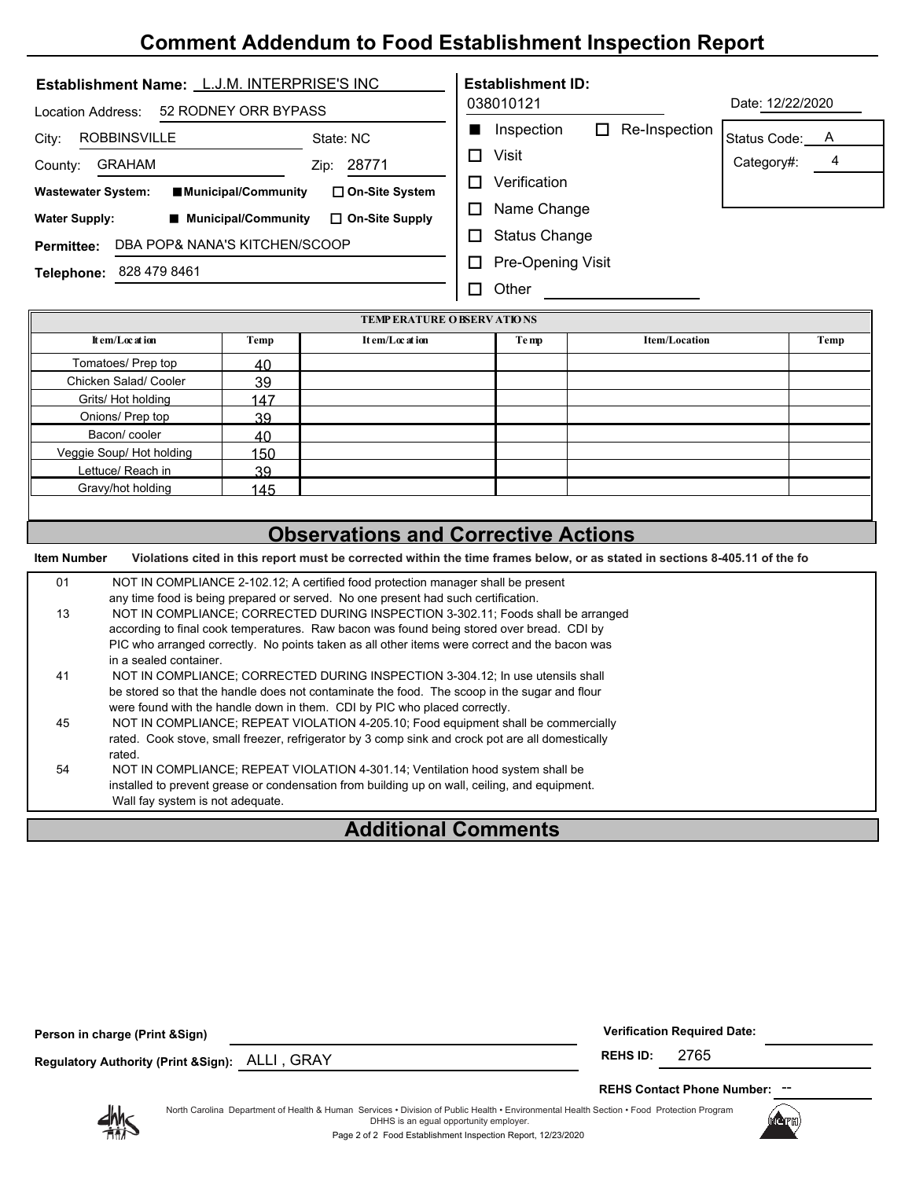# Comment Addendum to Food Establishment Inspection Report

**Establishment Name:** L.J.M. INTERPRISE'S INC

Location Address: 52 RODNEY ORR BYPASS

City: ROBBINSVILLE State: NC

County: GRAHAM Zip: 28771

**Wastewater System:** ■ Municipal/Community ☐ On-Site System

**Water Supply:** ■ Municipal/Community ☐ On-Site Supply

**Permittee:** DBA POP& NANA'S KITCHEN/SCOOP

**Telephone:** 828 479 8461

**Establishment ID:** 038010121

■ Inspection ☐ Re-Inspection

☐ Visit

☐ Verification

☐ Name Change

☐ Status Change

☐ Pre-Opening Visit

☐ Other

Date: 12/22/2020

Status Code: A

Category#: 4

| TEMPERATURE OBSERVATIONS | | | | | |
|---|---|---|---|---|---|
| Item/Location | Temp | Item/Location | Temp | Item/Location | Temp |
| Tomatoes/ Prep top | 40 | | | | |
| Chicken Salad/ Cooler | 39 | | | | |
| Grits/ Hot holding | 147 | | | | |
| Onions/ Prep top | 39 | | | | |
| Bacon/ cooler | 40 | | | | |
| Veggie Soup/ Hot holding | 150 | | | | |
| Lettuce/ Reach in | 39 | | | | |
| Gravy/hot holding | 145 | | | | |

## Observations and Corrective Actions

**Item Number** **Violations cited in this report must be corrected within the time frames below, or as stated in sections 8-405.11 of the fo**

01 NOT IN COMPLIANCE 2-102.12; A certified food protection manager shall be present any time food is being prepared or served. No one present had such certification.

13 NOT IN COMPLIANCE; CORRECTED DURING INSPECTION 3-302.11; Foods shall be arranged according to final cook temperatures. Raw bacon was found being stored over bread. CDI by PIC who arranged correctly. No points taken as all other items were correct and the bacon was in a sealed container.

41 NOT IN COMPLIANCE; CORRECTED DURING INSPECTION 3-304.12; In use utensils shall be stored so that the handle does not contaminate the food. The scoop in the sugar and flour were found with the handle down in them. CDI by PIC who placed correctly.

45 NOT IN COMPLIANCE; REPEAT VIOLATION 4-205.10; Food equipment shall be commercially rated. Cook stove, small freezer, refrigerator by 3 comp sink and crock pot are all domestically rated.

54 NOT IN COMPLIANCE; REPEAT VIOLATION 4-301.14; Ventilation hood system shall be installed to prevent grease or condensation from building up on wall, ceiling, and equipment. Wall fay system is not adequate.

## Additional Comments

**Person in charge (Print &Sign)**

**Regulatory Authority (Print &Sign):** ALLI , GRAY

**Verification Required Date:**

**REHS ID:** 2765

**REHS Contact Phone Number:** --

North Carolina Department of Health & Human Services • Division of Public Health • Environmental Health Section • Food Protection Program
DHHS is an equal opportunity employer.